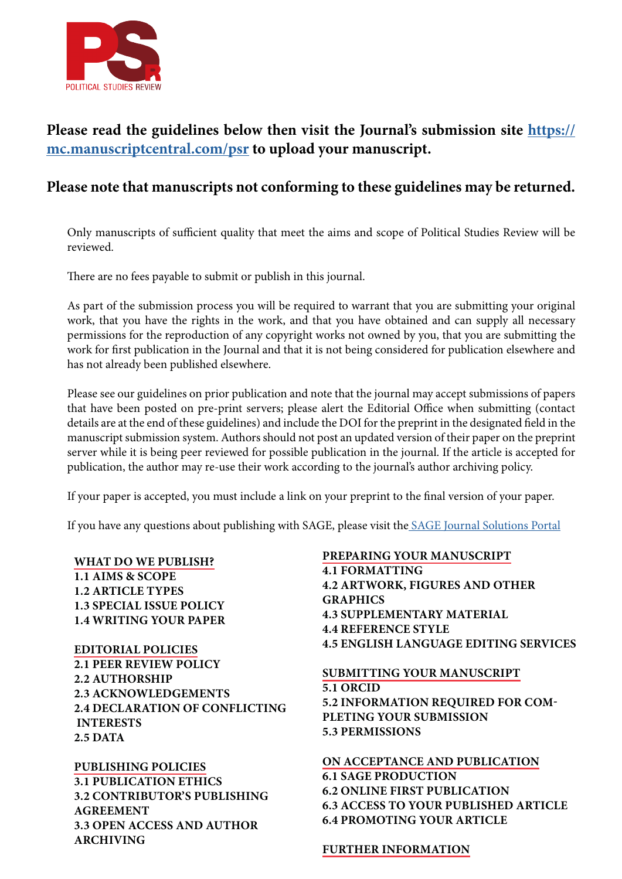**Please read the guidelines below then visit the Journal's submission site [https://mc.manuscriptcentral.com/psr](https://mc.manuscriptcentral.com/psr) to upload your manuscript.**

**Please note that manuscripts not conforming to these guidelines may be returned.**

Only manuscripts of sufficient quality that meet the aims and scope of Political Studies Review will be reviewed.

There are no fees payable to submit or publish in this journal.

As part of the submission process you will be required to warrant that you are submitting your original work, that you have the rights in the work, and that you have obtained and can supply all necessary permissions for the reproduction of any copyright works not owned by you, that you are submitting the work for first publication in the Journal and that it is not being considered for publication elsewhere and has not already been published elsewhere.

Please see our guidelines on prior publication and note that the journal may accept submissions of papers that have been posted on pre-print servers; please alert the Editorial Office when submitting (contact details are at the end of these guidelines) and include the DOI for the preprint in the designated field in the manuscript submission system. Authors should not post an updated version of their paper on the preprint server while it is being peer reviewed for possible publication in the journal. If the article is accepted for publication, the author may re-use their work according to the journal's author archiving policy.

If your paper is accepted, you must include a link on your preprint to the final version of your paper.

If you have any questions about publishing with SAGE, please visit the SAGE Journal Solutions Portal

**WHAT DO WE PUBLISH?**
**1.1 AIMS & SCOPE**
**1.2 ARTICLE TYPES**
**1.3 SPECIAL ISSUE POLICY**
**1.4 WRITING YOUR PAPER**

**EDITORIAL POLICIES**
**2.1 PEER REVIEW POLICY**
**2.2 AUTHORSHIP**
**2.3 ACKNOWLEDGEMENTS**
**2.4 DECLARATION OF CONFLICTING INTERESTS**
**2.5 DATA**

**PUBLISHING POLICIES**
**3.1 PUBLICATION ETHICS**
**3.2 CONTRIBUTOR'S PUBLISHING AGREEMENT**
**3.3 OPEN ACCESS AND AUTHOR ARCHIVING**

**PREPARING YOUR MANUSCRIPT**
**4.1 FORMATTING**
**4.2 ARTWORK, FIGURES AND OTHER GRAPHICS**
**4.3 SUPPLEMENTARY MATERIAL**
**4.4 REFERENCE STYLE**
**4.5 ENGLISH LANGUAGE EDITING SERVICES**

**SUBMITTING YOUR MANUSCRIPT**
**5.1 ORCID**
**5.2 INFORMATION REQUIRED FOR COMPLETING YOUR SUBMISSION**
**5.3 PERMISSIONS**

**ON ACCEPTANCE AND PUBLICATION**
**6.1 SAGE PRODUCTION**
**6.2 ONLINE FIRST PUBLICATION**
**6.3 ACCESS TO YOUR PUBLISHED ARTICLE**
**6.4 PROMOTING YOUR ARTICLE**

**FURTHER INFORMATION**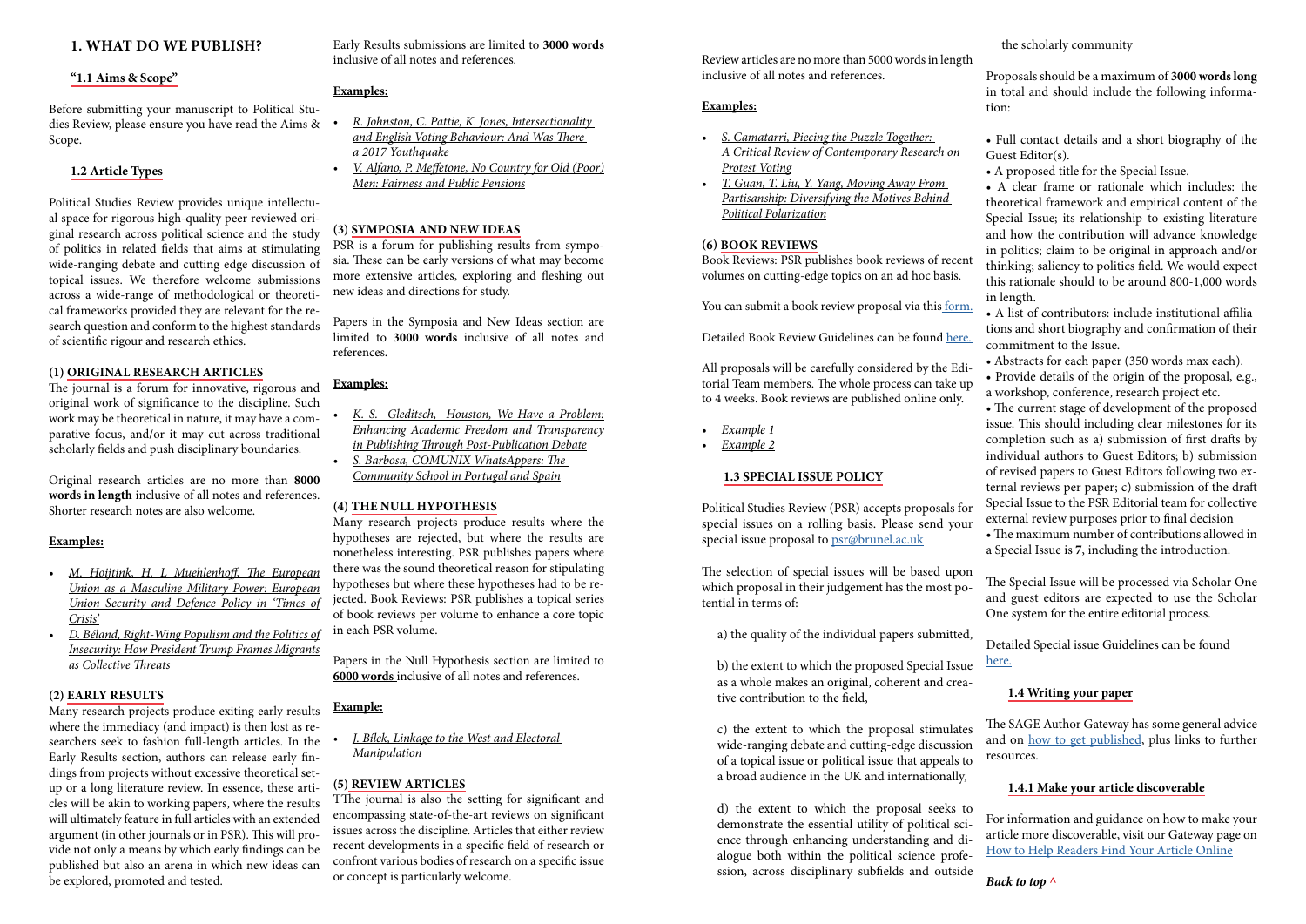## 1. WHAT DO WE PUBLISH?

### "1.1 Aims & Scope"

Before submitting your manuscript to Political Studies Review, please ensure you have read the Aims & Scope.

### 1.2 Article Types

Political Studies Review provides unique intellectual space for rigorous high-quality peer reviewed original research across political science and the study of politics in related fields that aims at stimulating wide-ranging debate and cutting edge discussion of topical issues. We therefore welcome submissions across a wide-range of methodological or theoretical frameworks provided they are relevant for the research question and conform to the highest standards of scientific rigour and research ethics.

#### (1) ORIGINAL RESEARCH ARTICLES

The journal is a forum for innovative, rigorous and original work of significance to the discipline. Such work may be theoretical in nature, it may have a comparative focus, and/or it may cut across traditional scholarly fields and push disciplinary boundaries.

Original research articles are no more than **8000 words in length** inclusive of all notes and references. Shorter research notes are also welcome.

**Examples:**

- *M. Hoijtink, H. L Muehlenhoff, The European Union as a Masculine Military Power: European Union Security and Defence Policy in 'Times of Crisis'*
- *D. Béland, Right-Wing Populism and the Politics of Insecurity: How President Trump Frames Migrants as Collective Threats*

#### (2) EARLY RESULTS

Many research projects produce exiting early results where the immediacy (and impact) is then lost as researchers seek to fashion full-length articles. In the Early Results section, authors can release early findings from projects without excessive theoretical setup or a long literature review. In essence, these articles will be akin to working papers, where the results will ultimately feature in full articles with an extended argument (in other journals or in PSR). This will provide not only a means by which early findings can be published but also an arena in which new ideas can be explored, promoted and tested.

Early Results submissions are limited to **3000 words** inclusive of all notes and references.

**Examples:**

- *R. Johnston, C. Pattie, K. Jones, Intersectionality and English Voting Behaviour: And Was There a 2017 Youthquake*
- *V. Alfano, P. Meffetone, No Country for Old (Poor) Men: Fairness and Public Pensions*

#### (3) SYMPOSIA AND NEW IDEAS

PSR is a forum for publishing results from symposia. These can be early versions of what may become more extensive articles, exploring and fleshing out new ideas and directions for study.

Papers in the Symposia and New Ideas section are limited to **3000 words** inclusive of all notes and references.

**Examples:**

- *K. S. Gleditsch, Houston, We Have a Problem: Enhancing Academic Freedom and Transparency in Publishing Through Post-Publication Debate*
- *S. Barbosa, COMUNIX WhatsAppers: The Community School in Portugal and Spain*

#### (4) THE NULL HYPOTHESIS

Many research projects produce results where the hypotheses are rejected, but where the results are nonetheless interesting. PSR publishes papers where there was the sound theoretical reason for stipulating hypotheses but where these hypotheses had to be rejected. Book Reviews: PSR publishes a topical series of book reviews per volume to enhance a core topic in each PSR volume.

Papers in the Null Hypothesis section are limited to **6000 words** inclusive of all notes and references.

**Example:**

- *J. Bílek, Linkage to the West and Electoral Manipulation*

#### (5) REVIEW ARTICLES

TThe journal is also the setting for significant and encompassing state-of-the-art reviews on significant issues across the discipline. Articles that either review recent developments in a specific field of research or confront various bodies of research on a specific issue or concept is particularly welcome.

Review articles are no more than 5000 words in length inclusive of all notes and references.

**Examples:**

- *S. Camatarri, Piecing the Puzzle Together: A Critical Review of Contemporary Research on Protest Voting*
- *T. Guan, T. Liu, Y. Yang, Moving Away From Partisanship: Diversifying the Motives Behind Political Polarization*

#### (6) BOOK REVIEWS

Book Reviews: PSR publishes book reviews of recent volumes on cutting-edge topics on an ad hoc basis.

You can submit a book review proposal via this form.

Detailed Book Review Guidelines can be found here.

All proposals will be carefully considered by the Editorial Team members. The whole process can take up to 4 weeks. Book reviews are published online only.

- *Example 1*
- *Example 2*

### 1.3 SPECIAL ISSUE POLICY

Political Studies Review (PSR) accepts proposals for special issues on a rolling basis. Please send your special issue proposal to psr@brunel.ac.uk

The selection of special issues will be based upon which proposal in their judgement has the most potential in terms of:

a) the quality of the individual papers submitted,

b) the extent to which the proposed Special Issue as a whole makes an original, coherent and creative contribution to the field,

c) the extent to which the proposal stimulates wide-ranging debate and cutting-edge discussion of a topical issue or political issue that appeals to a broad audience in the UK and internationally,

d) the extent to which the proposal seeks to demonstrate the essential utility of political science through enhancing understanding and dialogue both within the political science profession, across disciplinary subfields and outside the scholarly community

Proposals should be a maximum of **3000 words long** in total and should include the following information:

- Full contact details and a short biography of the Guest Editor(s).
- A proposed title for the Special Issue.
- A clear frame or rationale which includes: the theoretical framework and empirical content of the Special Issue; its relationship to existing literature and how the contribution will advance knowledge in politics; claim to be original in approach and/or thinking; saliency to politics field. We would expect this rationale should to be around 800-1,000 words in length.
- A list of contributors: include institutional affiliations and short biography and confirmation of their commitment to the Issue.
- Abstracts for each paper (350 words max each).
- Provide details of the origin of the proposal, e.g., a workshop, conference, research project etc.
- The current stage of development of the proposed issue. This should including clear milestones for its completion such as a) submission of first drafts by individual authors to Guest Editors; b) submission of revised papers to Guest Editors following two external reviews per paper; c) submission of the draft Special Issue to the PSR Editorial team for collective external review purposes prior to final decision
- The maximum number of contributions allowed in a Special Issue is **7**, including the introduction.

The Special Issue will be processed via Scholar One and guest editors are expected to use the Scholar One system for the entire editorial process.

Detailed Special issue Guidelines can be found here.

### 1.4 Writing your paper

The SAGE Author Gateway has some general advice and on how to get published, plus links to further resources.

#### 1.4.1 Make your article discoverable

For information and guidance on how to make your article more discoverable, visit our Gateway page on How to Help Readers Find Your Article Online

***Back to top ^***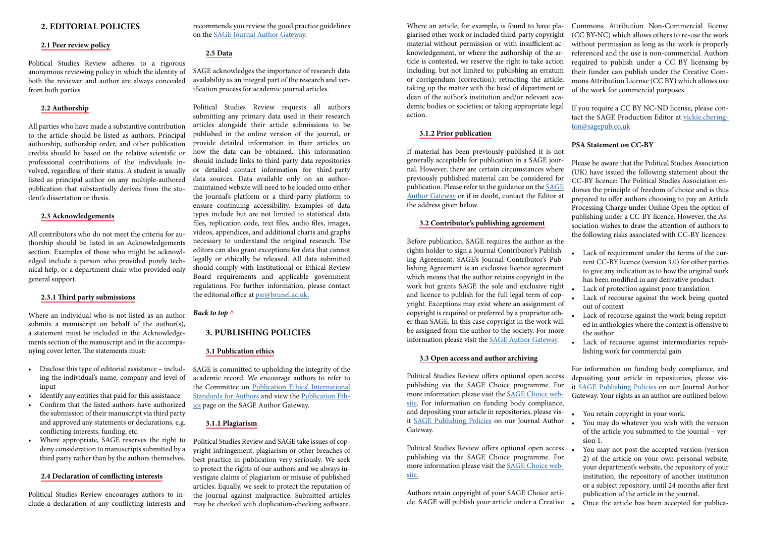## 2. EDITORIAL POLICIES

### 2.1 Peer review policy

Political Studies Review adheres to a rigorous anonymous reviewing policy in which the identity of both the reviewer and author are always concealed from both parties

### 2.2 Authorship

All parties who have made a substantive contribution to the article should be listed as authors. Principal authorship, authorship order, and other publication credits should be based on the relative scientific or professional contributions of the individuals involved, regardless of their status. A student is usually listed as principal author on any multiple-authored publication that substantially derives from the student's dissertation or thesis.

### 2.3 Acknowledgements

All contributors who do not meet the criteria for authorship should be listed in an Acknowledgements section. Examples of those who might be acknowledged include a person who provided purely technical help, or a department chair who provided only general support.

### 2.3.1 Third party submissions

Where an individual who is not listed as an author submits a manuscript on behalf of the author(s), a statement must be included in the Acknowledgements section of the manuscript and in the accompanying cover letter. The statements must:

- Disclose this type of editorial assistance – including the individual's name, company and level of input
- Identify any entities that paid for this assistance
- Confirm that the listed authors have authorized the submission of their manuscript via third party and approved any statements or declarations, e.g. conflicting interests, funding, etc.
- Where appropriate, SAGE reserves the right to deny consideration to manuscripts submitted by a third party rather than by the authors themselves.

### 2.4 Declaration of conflicting interests

Political Studies Review encourages authors to include a declaration of any conflicting interests and recommends you review the good practice guidelines on the SAGE Journal Author Gateway.

### 2.5 Data

SAGE acknowledges the importance of research data availability as an integral part of the research and verification process for academic journal articles.

Political Studies Review requests all authors submitting any primary data used in their research articles alongside their article submissions to be published in the online version of the journal, or provide detailed information in their articles on how the data can be obtained. This information should include links to third-party data repositories or detailed contact information for third-party data sources. Data available only on an author-maintained website will need to be loaded onto either the journal's platform or a third-party platform to ensure continuing accessibility. Examples of data types include but are not limited to statistical data files, replication code, text files, audio files, images, videos, appendices, and additional charts and graphs necessary to understand the original research. The editors can also grant exceptions for data that cannot legally or ethically be released. All data submitted should comply with Institutional or Ethical Review Board requirements and applicable government regulations. For further information, please contact the editorial office at psr@brunel.ac.uk.

*Back to top ^*

## 3. PUBLISHING POLICIES

### 3.1 Publication ethics

SAGE is committed to upholding the integrity of the academic record. We encourage authors to refer to the Committee on Publication Ethics' International Standards for Authors and view the Publication Ethics page on the SAGE Author Gateway.

### 3.1.1 Plagiarism

Political Studies Review and SAGE take issues of copyright infringement, plagiarism or other breaches of best practice in publication very seriously. We seek to protect the rights of our authors and we always investigate claims of plagiarism or misuse of published articles. Equally, we seek to protect the reputation of the journal against malpractice. Submitted articles may be checked with duplication-checking software. Where an article, for example, is found to have plagiarised other work or included third-party copyright material without permission or with insufficient acknowledgement, or where the authorship of the article is contested, we reserve the right to take action including, but not limited to: publishing an erratum or corrigendum (correction); retracting the article; taking up the matter with the head of department or dean of the author's institution and/or relevant academic bodies or societies; or taking appropriate legal action.

### 3.1.2 Prior publication

If material has been previously published it is not generally acceptable for publication in a SAGE journal. However, there are certain circumstances where previously published material can be considered for publication. Please refer to the guidance on the SAGE Author Gateway or if in doubt, contact the Editor at the address given below.

### 3.2 Contributor's publishing agreement

Before publication, SAGE requires the author as the rights holder to sign a Journal Contributor's Publishing Agreement. SAGE's Journal Contributor's Publishing Agreement is an exclusive licence agreement which means that the author retains copyright in the work but grants SAGE the sole and exclusive right and licence to publish for the full legal term of copyright. Exceptions may exist where an assignment of copyright is required or preferred by a proprietor other than SAGE. In this case copyright in the work will be assigned from the author to the society. For more information please visit the SAGE Author Gateway.

### 3.3 Open access and author archiving

Political Studies Review offers optional open access publishing via the SAGE Choice programme. For more information please visit the SAGE Choice website. For information on funding body compliance, and depositing your article in repositories, please visit SAGE Publishing Policies on our Journal Author Gateway.

Political Studies Review offers optional open access publishing via the SAGE Choice programme. For more information please visit the SAGE Choice website.

Authors retain copyright of your SAGE Choice article. SAGE will publish your article under a Creative Commons Attribution Non-Commercial license (CC BY-NC) which allows others to re-use the work without permission as long as the work is properly referenced and the use is non-commercial. Authors required to publish under a CC BY licensing by their funder can publish under the Creative Commons Attribution License (CC BY) which allows use of the work for commercial purposes.

If you require a CC BY NC-ND license, please contact the SAGE Production Editor at vickie.cherington@sagepub.co.uk

### PSA Statement on CC-BY

Please be aware that the Political Studies Association (UK) have issued the following statement about the CC-BY licence: The Political Studies Association endorses the principle of freedom of choice and is thus prepared to offer authors choosing to pay an Article Processing Charge under Online Open the option of publishing under a CC-BY licence. However, the Association wishes to draw the attention of authors to the following risks associated with CC-BY licences:

- Lack of requirement under the terms of the current CC-BY licence (version 3.0) for other parties to give any indication as to how the original work has been modified in any derivative product
- Lack of protection against poor translation
- Lack of recourse against the work being quoted out of context
- Lack of recourse against the work being reprinted in anthologies where the context is offensive to the author
- Lack of recourse against intermediaries republishing work for commercial gain

For information on funding body compliance, and depositing your article in repositories, please visit SAGE Publishing Policies on our Journal Author Gateway. Your rights as an author are outlined below:

- You retain copyright in your work.
- You may do whatever you wish with the version of the article you submitted to the journal – version 1.
- You may not post the accepted version (version 2) of the article on your own personal website, your department's website, the repository of your institution, the repository of another institution or a subject repository, until 24 months after first publication of the article in the journal.
- Once the article has been accepted for publica-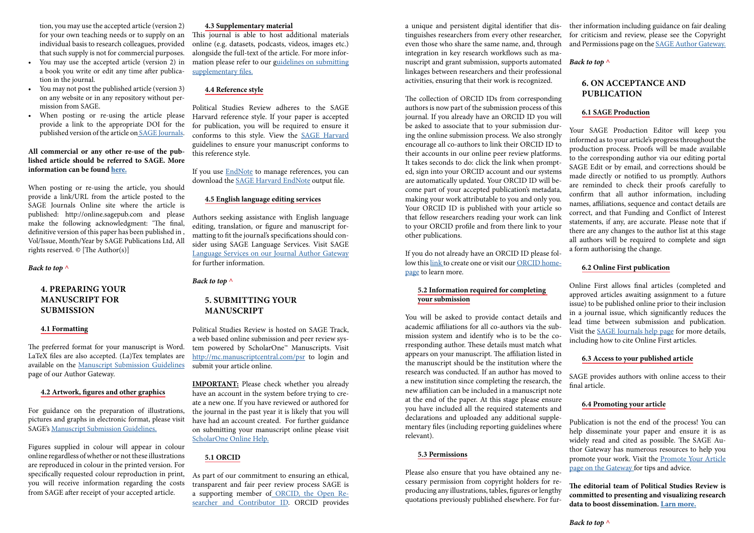tion, you may use the accepted article (version 2) for your own teaching needs or to supply on an individual basis to research colleagues, provided that such supply is not for commercial purposes.

- You may use the accepted article (version 2) in a book you write or edit any time after publication in the journal.
- You may not post the published article (version 3) on any website or in any repository without permission from SAGE.
- When posting or re-using the article please provide a link to the appropriate DOI for the published version of the article on SAGE Journals.

**All commercial or any other re-use of the published article should be referred to SAGE. More information can be found here.**

When posting or re-using the article, you should provide a link/URL from the article posted to the SAGE Journals Online site where the article is published: http://online.sagepub.com and please make the following acknowledgment: 'The final, definitive version of this paper has been published in , Vol/Issue, Month/Year by SAGE Publications Ltd, All rights reserved. © [The Author(s)]

*Back to top ^*

## 4. PREPARING YOUR MANUSCRIPT FOR SUBMISSION

### 4.1 Formatting

The preferred format for your manuscript is Word. LaTeX files are also accepted. (La)Tex templates are available on the Manuscript Submission Guidelines page of our Author Gateway.

### 4.2 Artwork, figures and other graphics

For guidance on the preparation of illustrations, pictures and graphs in electronic format, please visit SAGE's Manuscript Submission Guidelines.

Figures supplied in colour will appear in colour online regardless of whether or not these illustrations are reproduced in colour in the printed version. For specifically requested colour reproduction in print, you will receive information regarding the costs from SAGE after receipt of your accepted article.

### 4.3 Supplementary material

This journal is able to host additional materials online (e.g. datasets, podcasts, videos, images etc.) alongside the full-text of the article. For more information please refer to our guidelines on submitting supplementary files.

### 4.4 Reference style

Political Studies Review adheres to the SAGE Harvard reference style. If your paper is accepted for publication, you will be required to ensure it conforms to this style. View the SAGE Harvard guidelines to ensure your manuscript conforms to this reference style.

If you use EndNote to manage references, you can download the SAGE Harvard EndNote output file.

### 4.5 English language editing services

Authors seeking assistance with English language editing, translation, or figure and manuscript formatting to fit the journal's specifications should consider using SAGE Language Services. Visit SAGE Language Services on our Journal Author Gateway for further information.

*Back to top ^*

## 5. SUBMITTING YOUR MANUSCRIPT

Political Studies Review is hosted on SAGE Track, a web based online submission and peer review system powered by ScholarOne™ Manuscripts. Visit http://mc.manuscriptcentral.com/psr to login and submit your article online.

**IMPORTANT:** Please check whether you already have an account in the system before trying to create a new one. If you have reviewed or authored for the journal in the past year it is likely that you will have had an account created. For further guidance on submitting your manuscript online please visit ScholarOne Online Help.

### 5.1 ORCID

As part of our commitment to ensuring an ethical, transparent and fair peer review process SAGE is a supporting member of ORCID, the Open Researcher and Contributor ID. ORCID provides a unique and persistent digital identifier that distinguishes researchers from every other researcher, even those who share the same name, and, through integration in key research workflows such as manuscript and grant submission, supports automated linkages between researchers and their professional activities, ensuring that their work is recognized.

The collection of ORCID IDs from corresponding authors is now part of the submission process of this journal. If you already have an ORCID ID you will be asked to associate that to your submission during the online submission process. We also strongly encourage all co-authors to link their ORCID ID to their accounts in our online peer review platforms. It takes seconds to do: click the link when prompted, sign into your ORCID account and our systems are automatically updated. Your ORCID ID will become part of your accepted publication's metadata, making your work attributable to you and only you. Your ORCID ID is published with your article so that fellow researchers reading your work can link to your ORCID profile and from there link to your other publications.

If you do not already have an ORCID ID please follow this link to create one or visit our ORCID homepage to learn more.

### 5.2 Information required for completing your submission

You will be asked to provide contact details and academic affiliations for all co-authors via the submission system and identify who is to be the corresponding author. These details must match what appears on your manuscript. The affiliation listed in the manuscript should be the institution where the research was conducted. If an author has moved to a new institution since completing the research, the new affiliation can be included in a manuscript note at the end of the paper. At this stage please ensure you have included all the required statements and declarations and uploaded any additional supplementary files (including reporting guidelines where relevant).

### 5.3 Permissions

Please also ensure that you have obtained any necessary permission from copyright holders for reproducing any illustrations, tables, figures or lengthy quotations previously published elsewhere. For further information including guidance on fair dealing for criticism and review, please see the Copyright and Permissions page on the SAGE Author Gateway.

*Back to top ^*

## 6. ON ACCEPTANCE AND PUBLICATION

### 6.1 SAGE Production

Your SAGE Production Editor will keep you informed as to your article's progress throughout the production process. Proofs will be made available to the corresponding author via our editing portal SAGE Edit or by email, and corrections should be made directly or notified to us promptly. Authors are reminded to check their proofs carefully to confirm that all author information, including names, affiliations, sequence and contact details are correct, and that Funding and Conflict of Interest statements, if any, are accurate. Please note that if there are any changes to the author list at this stage all authors will be required to complete and sign a form authorising the change.

### 6.2 Online First publication

Online First allows final articles (completed and approved articles awaiting assignment to a future issue) to be published online prior to their inclusion in a journal issue, which significantly reduces the lead time between submission and publication. Visit the SAGE Journals help page for more details, including how to cite Online First articles.

### 6.3 Access to your published article

SAGE provides authors with online access to their final article.

### 6.4 Promoting your article

Publication is not the end of the process! You can help disseminate your paper and ensure it is as widely read and cited as possible. The SAGE Author Gateway has numerous resources to help you promote your work. Visit the Promote Your Article page on the Gateway for tips and advice.

**The editorial team of Political Studies Review is committed to presenting and visualizing research data to boost dissemination. Larn more.**

*Back to top ^*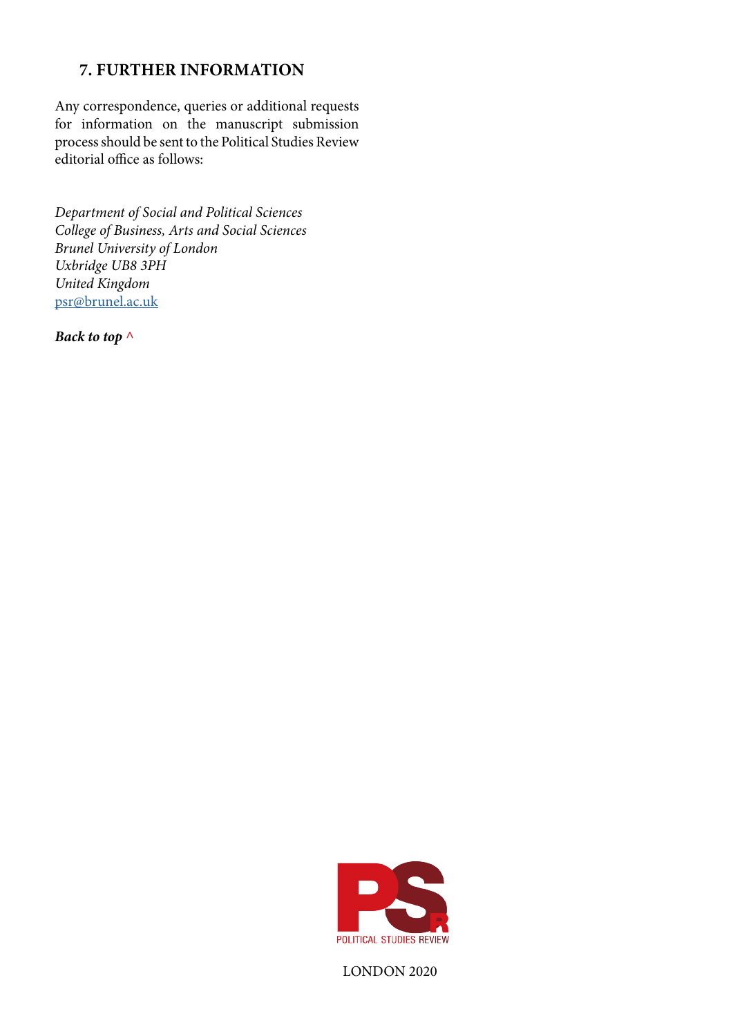## 7. FURTHER INFORMATION

Any correspondence, queries or additional requests for information on the manuscript submission process should be sent to the Political Studies Review editorial office as follows:

*Department of Social and Political Sciences*
*College of Business, Arts and Social Sciences*
*Brunel University of London*
*Uxbridge UB8 3PH*
*United Kingdom*
psr@brunel.ac.uk

***Back to top*** ^

POLITICAL STUDIES REVIEW

LONDON 2020